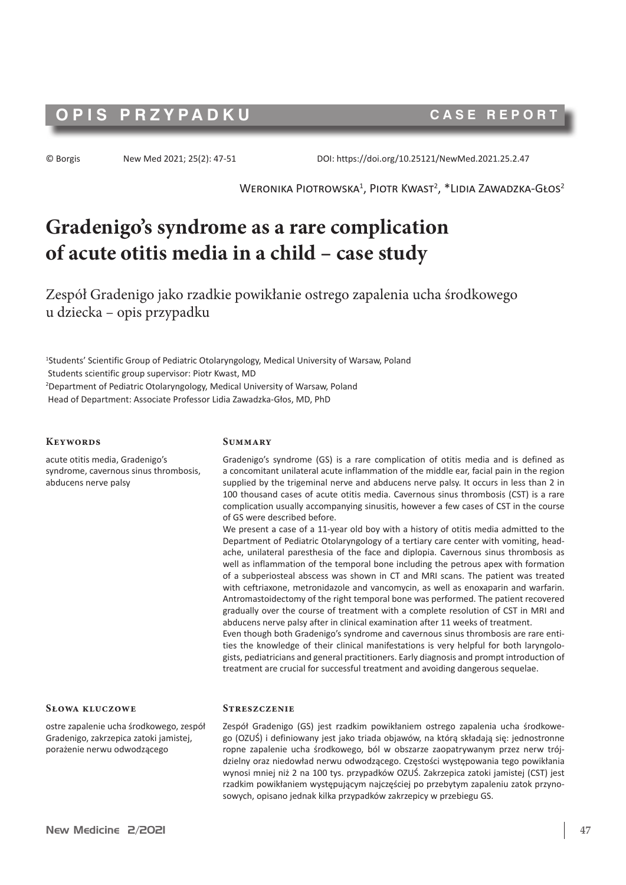# OPIS PRZYPADKU — CASE REPORT

© Borgis New Med 2021; 25(2): 47-51 DOI: https://doi.org/10.25121/NewMed.2021.25.2.47

Weronika Piotrowska[1], Piotr Kwast[2], *Lidia Zawadzka-Głos[2]

# Gradenigo's syndrome as a rare complication of acute otitis media in a child – case study

## Zespół Gradenigo jako rzadkie powikłanie ostrego zapalenia ucha środkowego u dziecka – opis przypadku

[1]Students' Scientific Group of Pediatric Otolaryngology, Medical University of Warsaw, Poland
Students scientific group supervisor: Piotr Kwast, MD
[2]Department of Pediatric Otolaryngology, Medical University of Warsaw, Poland
Head of Department: Associate Professor Lidia Zawadzka-Głos, MD, PhD

### Keywords

acute otitis media, Gradenigo's syndrome, cavernous sinus thrombosis, abducens nerve palsy

### Summary

Gradenigo's syndrome (GS) is a rare complication of otitis media and is defined as a concomitant unilateral acute inflammation of the middle ear, facial pain in the region supplied by the trigeminal nerve and abducens nerve palsy. It occurs in less than 2 in 100 thousand cases of acute otitis media. Cavernous sinus thrombosis (CST) is a rare complication usually accompanying sinusitis, however a few cases of CST in the course of GS were described before.

We present a case of a 11-year old boy with a history of otitis media admitted to the Department of Pediatric Otolaryngology of a tertiary care center with vomiting, headache, unilateral paresthesia of the face and diplopia. Cavernous sinus thrombosis as well as inflammation of the temporal bone including the petrous apex with formation of a subperiosteal abscess was shown in CT and MRI scans. The patient was treated with ceftriaxone, metronidazole and vancomycin, as well as enoxaparin and warfarin. Antromastoidectomy of the right temporal bone was performed. The patient recovered gradually over the course of treatment with a complete resolution of CST in MRI and abducens nerve palsy after in clinical examination after 11 weeks of treatment.

Even though both Gradenigo's syndrome and cavernous sinus thrombosis are rare entities the knowledge of their clinical manifestations is very helpful for both laryngologists, pediatricians and general practitioners. Early diagnosis and prompt introduction of treatment are crucial for successful treatment and avoiding dangerous sequelae.

### Słowa kluczowe

ostre zapalenie ucha środkowego, zespół Gradenigo, zakrzepica zatoki jamistej, porażenie nerwu odwodzącego

### Streszczenie

Zespół Gradenigo (GS) jest rzadkim powikłaniem ostrego zapalenia ucha środkowego (OZUŚ) i definiowany jest jako triada objawów, na którą składają się: jednostronne ropne zapalenie ucha środkowego, ból w obszarze zaopatrywanym przez nerw trójdzielny oraz niedowład nerwu odwodzącego. Częstości występowania tego powikłania wynosi mniej niż 2 na 100 tys. przypadków OZUŚ. Zakrzepica zatoki jamistej (CST) jest rzadkim powikłaniem występującym najczęściej po przebytym zapaleniu zatok przynosowych, opisano jednak kilka przypadków zakrzepicy w przebiegu GS.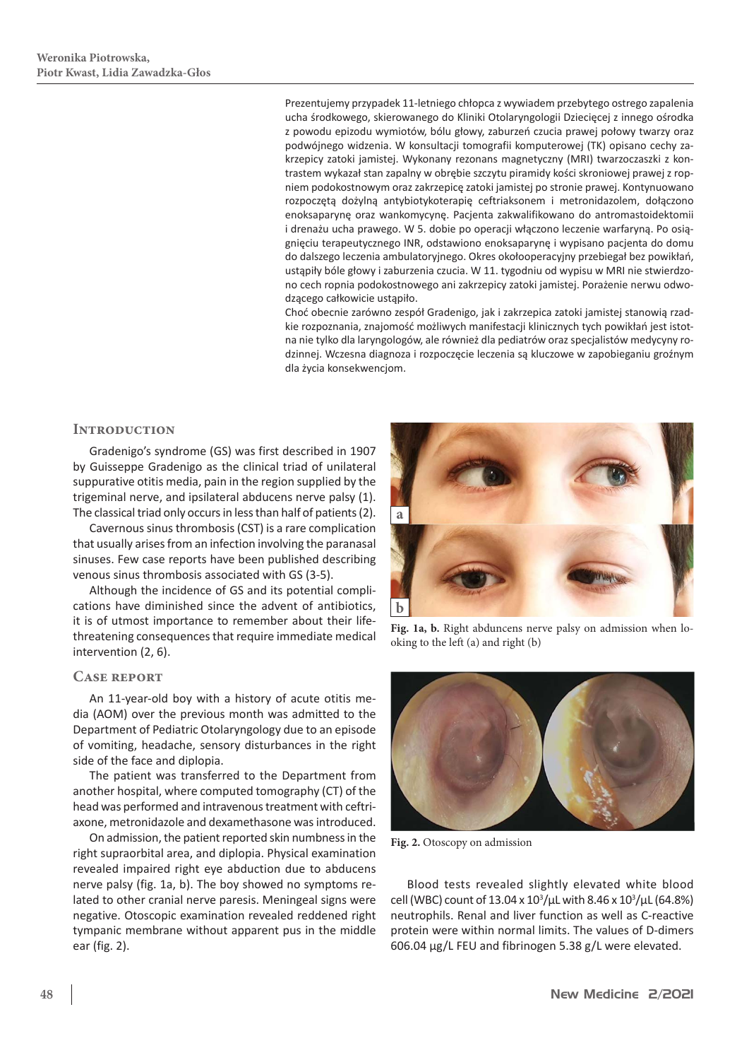Prezentujemy przypadek 11-letniego chłopca z wywiadem przebytego ostrego zapalenia ucha środkowego, skierowanego do Kliniki Otolaryngologii Dziecięcej z innego ośrodka z powodu epizodu wymiotów, bólu głowy, zaburzeń czucia prawej połowy twarzy oraz podwójnego widzenia. W konsultacji tomografii komputerowej (TK) opisano cechy zakrzepicy zatoki jamistej. Wykonany rezonans magnetyczny (MRI) twarzoczaszki z kontrastem wykazał stan zapalny w obrębie szczytu piramidy kości skroniowej prawej z ropniem podokostnowym oraz zakrzepicę zatoki jamistej po stronie prawej. Kontynuowano rozpoczętą dożylną antybiotykoterapię ceftriaksonem i metronidazolem, dołączono enoksaparynę oraz wankomycynę. Pacjenta zakwalifikowano do antromastoidektomii i drenażu ucha prawego. W 5. dobie po operacji włączono leczenie warfaryną. Po osiągnięciu terapeutycznego INR, odstawiono enoksaparynę i wypisano pacjenta do domu do dalszego leczenia ambulatoryjnego. Okres okołooperacyjny przebiegał bez powikłań, ustąpiły bóle głowy i zaburzenia czucia. W 11. tygodniu od wypisu w MRI nie stwierdzono cech ropnia podokostnowego ani zakrzepicy zatoki jamistej. Porażenie nerwu odwodzącego całkowicie ustąpiło.

Choć obecnie zarówno zespół Gradenigo, jak i zakrzepica zatoki jamistej stanowią rzadkie rozpoznania, znajomość możliwych manifestacji klinicznych tych powikłań jest istotna nie tylko dla laryngologów, ale również dla pediatrów oraz specjalistów medycyny rodzinnej. Wczesna diagnoza i rozpoczęcie leczenia są kluczowe w zapobieganiu groźnym dla życia konsekwencjom.

## Introduction

Gradenigo's syndrome (GS) was first described in 1907 by Guisseppe Gradenigo as the clinical triad of unilateral suppurative otitis media, pain in the region supplied by the trigeminal nerve, and ipsilateral abducens nerve palsy (1). The classical triad only occurs in less than half of patients (2).

Cavernous sinus thrombosis (CST) is a rare complication that usually arises from an infection involving the paranasal sinuses. Few case reports have been published describing venous sinus thrombosis associated with GS (3-5).

Although the incidence of GS and its potential complications have diminished since the advent of antibiotics, it is of utmost importance to remember about their life-threatening consequences that require immediate medical intervention (2, 6).

## Case report

An 11-year-old boy with a history of acute otitis media (AOM) over the previous month was admitted to the Department of Pediatric Otolaryngology due to an episode of vomiting, headache, sensory disturbances in the right side of the face and diplopia.

The patient was transferred to the Department from another hospital, where computed tomography (CT) of the head was performed and intravenous treatment with ceftriaxone, metronidazole and dexamethasone was introduced.

On admission, the patient reported skin numbness in the right supraorbital area, and diplopia. Physical examination revealed impaired right eye abduction due to abducens nerve palsy (fig. 1a, b). The boy showed no symptoms related to other cranial nerve paresis. Meningeal signs were negative. Otoscopic examination revealed reddened right tympanic membrane without apparent pus in the middle ear (fig. 2).

**Fig. 1a, b.** Right abduncens nerve palsy on admission when looking to the left (a) and right (b)

**Fig. 2.** Otoscopy on admission

Blood tests revealed slightly elevated white blood cell (WBC) count of $13.04 \times 10^3/\mu L$ with $8.46 \times 10^3/\mu L$ (64.8%) neutrophils. Renal and liver function as well as C-reactive protein were within normal limits. The values of D-dimers 606.04 µg/L FEU and fibrinogen 5.38 g/L were elevated.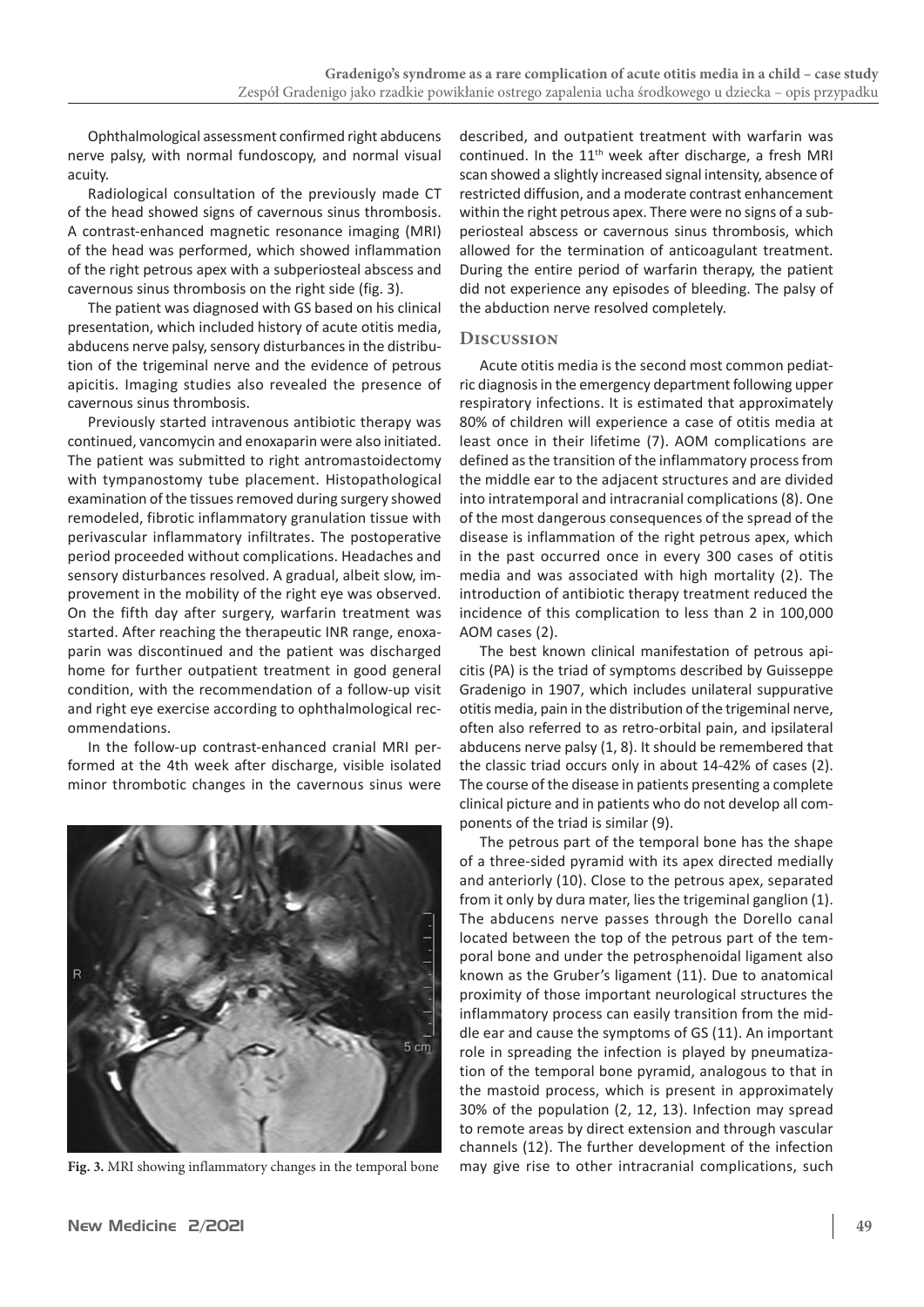Ophthalmological assessment confirmed right abducens nerve palsy, with normal fundoscopy, and normal visual acuity.

Radiological consultation of the previously made CT of the head showed signs of cavernous sinus thrombosis. A contrast-enhanced magnetic resonance imaging (MRI) of the head was performed, which showed inflammation of the right petrous apex with a subperiosteal abscess and cavernous sinus thrombosis on the right side (fig. 3).

The patient was diagnosed with GS based on his clinical presentation, which included history of acute otitis media, abducens nerve palsy, sensory disturbances in the distribution of the trigeminal nerve and the evidence of petrous apicitis. Imaging studies also revealed the presence of cavernous sinus thrombosis.

Previously started intravenous antibiotic therapy was continued, vancomycin and enoxaparin were also initiated. The patient was submitted to right antromastoidectomy with tympanostomy tube placement. Histopathological examination of the tissues removed during surgery showed remodeled, fibrotic inflammatory granulation tissue with perivascular inflammatory infiltrates. The postoperative period proceeded without complications. Headaches and sensory disturbances resolved. A gradual, albeit slow, improvement in the mobility of the right eye was observed. On the fifth day after surgery, warfarin treatment was started. After reaching the therapeutic INR range, enoxaparin was discontinued and the patient was discharged home for further outpatient treatment in good general condition, with the recommendation of a follow-up visit and right eye exercise according to ophthalmological recommendations.

In the follow-up contrast-enhanced cranial MRI performed at the 4th week after discharge, visible isolated minor thrombotic changes in the cavernous sinus were described, and outpatient treatment with warfarin was continued. In the 11th week after discharge, a fresh MRI scan showed a slightly increased signal intensity, absence of restricted diffusion, and a moderate contrast enhancement within the right petrous apex. There were no signs of a subperiosteal abscess or cavernous sinus thrombosis, which allowed for the termination of anticoagulant treatment. During the entire period of warfarin therapy, the patient did not experience any episodes of bleeding. The palsy of the abduction nerve resolved completely.

**Fig. 3.** MRI showing inflammatory changes in the temporal bone

## Discussion

Acute otitis media is the second most common pediatric diagnosis in the emergency department following upper respiratory infections. It is estimated that approximately 80% of children will experience a case of otitis media at least once in their lifetime (7). AOM complications are defined as the transition of the inflammatory process from the middle ear to the adjacent structures and are divided into intratemporal and intracranial complications (8). One of the most dangerous consequences of the spread of the disease is inflammation of the right petrous apex, which in the past occurred once in every 300 cases of otitis media and was associated with high mortality (2). The introduction of antibiotic therapy treatment reduced the incidence of this complication to less than 2 in 100,000 AOM cases (2).

The best known clinical manifestation of petrous apicitis (PA) is the triad of symptoms described by Guisseppe Gradenigo in 1907, which includes unilateral suppurative otitis media, pain in the distribution of the trigeminal nerve, often also referred to as retro-orbital pain, and ipsilateral abducens nerve palsy (1, 8). It should be remembered that the classic triad occurs only in about 14-42% of cases (2). The course of the disease in patients presenting a complete clinical picture and in patients who do not develop all components of the triad is similar (9).

The petrous part of the temporal bone has the shape of a three-sided pyramid with its apex directed medially and anteriorly (10). Close to the petrous apex, separated from it only by dura mater, lies the trigeminal ganglion (1). The abducens nerve passes through the Dorello canal located between the top of the petrous part of the temporal bone and under the petrosphenoidal ligament also known as the Gruber's ligament (11). Due to anatomical proximity of those important neurological structures the inflammatory process can easily transition from the middle ear and cause the symptoms of GS (11). An important role in spreading the infection is played by pneumatization of the temporal bone pyramid, analogous to that in the mastoid process, which is present in approximately 30% of the population (2, 12, 13). Infection may spread to remote areas by direct extension and through vascular channels (12). The further development of the infection may give rise to other intracranial complications, such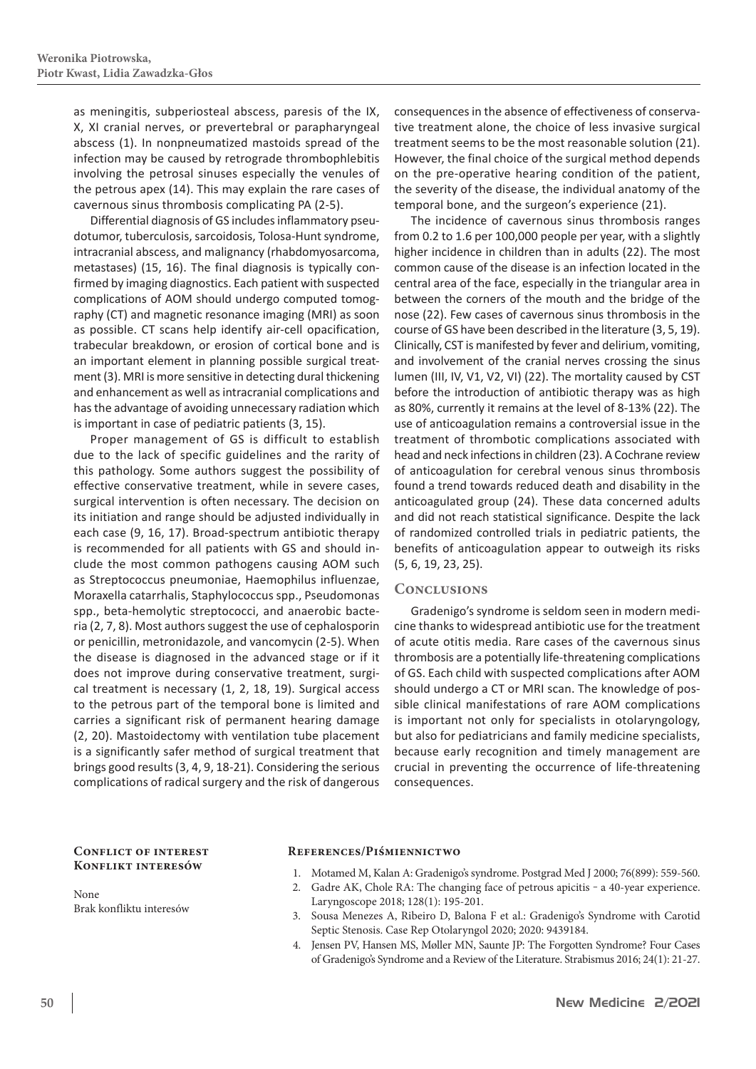as meningitis, subperiosteal abscess, paresis of the IX, X, XI cranial nerves, or prevertebral or parapharyngeal abscess (1). In nonpneumatized mastoids spread of the infection may be caused by retrograde thrombophlebitis involving the petrosal sinuses especially the venules of the petrous apex (14). This may explain the rare cases of cavernous sinus thrombosis complicating PA (2-5).

Differential diagnosis of GS includes inflammatory pseudotumor, tuberculosis, sarcoidosis, Tolosa-Hunt syndrome, intracranial abscess, and malignancy (rhabdomyosarcoma, metastases) (15, 16). The final diagnosis is typically confirmed by imaging diagnostics. Each patient with suspected complications of AOM should undergo computed tomography (CT) and magnetic resonance imaging (MRI) as soon as possible. CT scans help identify air-cell opacification, trabecular breakdown, or erosion of cortical bone and is an important element in planning possible surgical treatment (3). MRI is more sensitive in detecting dural thickening and enhancement as well as intracranial complications and has the advantage of avoiding unnecessary radiation which is important in case of pediatric patients (3, 15).

Proper management of GS is difficult to establish due to the lack of specific guidelines and the rarity of this pathology. Some authors suggest the possibility of effective conservative treatment, while in severe cases, surgical intervention is often necessary. The decision on its initiation and range should be adjusted individually in each case (9, 16, 17). Broad-spectrum antibiotic therapy is recommended for all patients with GS and should include the most common pathogens causing AOM such as Streptococcus pneumoniae, Haemophilus influenzae, Moraxella catarrhalis, Staphylococcus spp., Pseudomonas spp., beta-hemolytic streptococci, and anaerobic bacteria (2, 7, 8). Most authors suggest the use of cephalosporin or penicillin, metronidazole, and vancomycin (2-5). When the disease is diagnosed in the advanced stage or if it does not improve during conservative treatment, surgical treatment is necessary (1, 2, 18, 19). Surgical access to the petrous part of the temporal bone is limited and carries a significant risk of permanent hearing damage (2, 20). Mastoidectomy with ventilation tube placement is a significantly safer method of surgical treatment that brings good results (3, 4, 9, 18-21). Considering the serious complications of radical surgery and the risk of dangerous consequences in the absence of effectiveness of conservative treatment alone, the choice of less invasive surgical treatment seems to be the most reasonable solution (21). However, the final choice of the surgical method depends on the pre-operative hearing condition of the patient, the severity of the disease, the individual anatomy of the temporal bone, and the surgeon's experience (21).

The incidence of cavernous sinus thrombosis ranges from 0.2 to 1.6 per 100,000 people per year, with a slightly higher incidence in children than in adults (22). The most common cause of the disease is an infection located in the central area of the face, especially in the triangular area in between the corners of the mouth and the bridge of the nose (22). Few cases of cavernous sinus thrombosis in the course of GS have been described in the literature (3, 5, 19). Clinically, CST is manifested by fever and delirium, vomiting, and involvement of the cranial nerves crossing the sinus lumen (III, IV, V1, V2, VI) (22). The mortality caused by CST before the introduction of antibiotic therapy was as high as 80%, currently it remains at the level of 8-13% (22). The use of anticoagulation remains a controversial issue in the treatment of thrombotic complications associated with head and neck infections in children (23). A Cochrane review of anticoagulation for cerebral venous sinus thrombosis found a trend towards reduced death and disability in the anticoagulated group (24). These data concerned adults and did not reach statistical significance. Despite the lack of randomized controlled trials in pediatric patients, the benefits of anticoagulation appear to outweigh its risks (5, 6, 19, 23, 25).

## Conclusions

Gradenigo's syndrome is seldom seen in modern medicine thanks to widespread antibiotic use for the treatment of acute otitis media. Rare cases of the cavernous sinus thrombosis are a potentially life-threatening complications of GS. Each child with suspected complications after AOM should undergo a CT or MRI scan. The knowledge of possible clinical manifestations of rare AOM complications is important not only for specialists in otolaryngology, but also for pediatricians and family medicine specialists, because early recognition and timely management are crucial in preventing the occurrence of life-threatening consequences.

### Conflict of interest
### Konflikt interesów

None
Brak konfliktu interesów

## References/Piśmiennictwo

1. Motamed M, Kalan A: Gradenigo's syndrome. Postgrad Med J 2000; 76(899): 559-560.
2. Gadre AK, Chole RA: The changing face of petrous apicitis - a 40-year experience. Laryngoscope 2018; 128(1): 195-201.
3. Sousa Menezes A, Ribeiro D, Balona F et al.: Gradenigo's Syndrome with Carotid Septic Stenosis. Case Rep Otolaryngol 2020; 2020: 9439184.
4. Jensen PV, Hansen MS, Møller MN, Saunte JP: The Forgotten Syndrome? Four Cases of Gradenigo's Syndrome and a Review of the Literature. Strabismus 2016; 24(1): 21-27.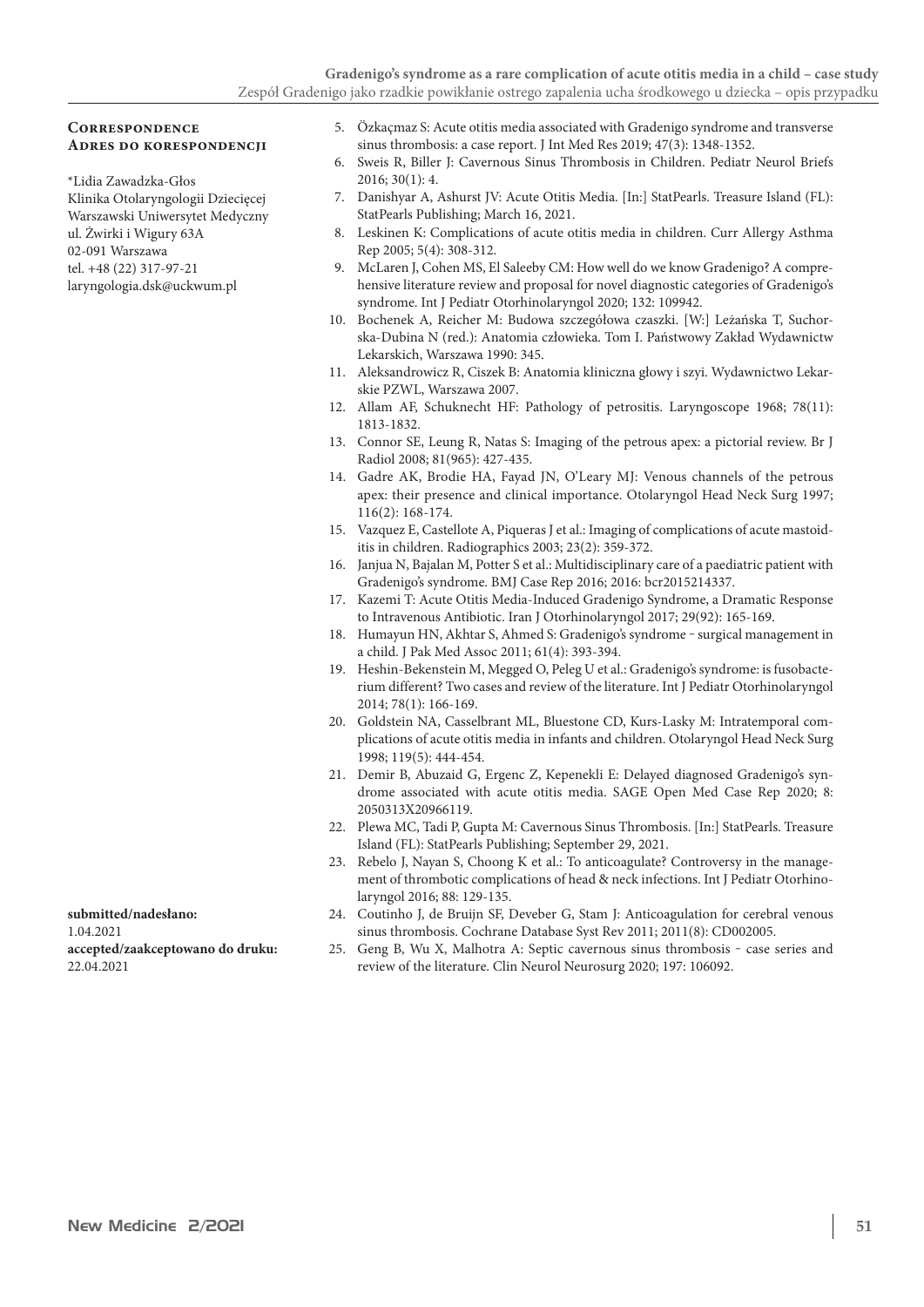**Correspondence**
**Adres do korespondencji**

*Lidia Zawadzka-Głos
Klinika Otolaryngologii Dziecięcej
Warszawski Uniwersytet Medyczny
ul. Żwirki i Wigury 63A
02-091 Warszawa
tel. +48 (22) 317-97-21
laryngologia.dsk@uckwum.pl

**submitted/nadesłano:**
1.04.2021
**accepted/zaakceptowano do druku:**
22.04.2021

5. Özkaçmaz S: Acute otitis media associated with Gradenigo syndrome and transverse sinus thrombosis: a case report. J Int Med Res 2019; 47(3): 1348-1352.
6. Sweis R, Biller J: Cavernous Sinus Thrombosis in Children. Pediatr Neurol Briefs 2016; 30(1): 4.
7. Danishyar A, Ashurst JV: Acute Otitis Media. [In:] StatPearls. Treasure Island (FL): StatPearls Publishing; March 16, 2021.
8. Leskinen K: Complications of acute otitis media in children. Curr Allergy Asthma Rep 2005; 5(4): 308-312.
9. McLaren J, Cohen MS, El Saleeby CM: How well do we know Gradenigo? A comprehensive literature review and proposal for novel diagnostic categories of Gradenigo's syndrome. Int J Pediatr Otorhinolaryngol 2020; 132: 109942.
10. Bochenek A, Reicher M: Budowa szczegółowa czaszki. [W:] Leżańska T, Suchorska-Dubina N (red.): Anatomia człowieka. Tom I. Państwowy Zakład Wydawnictw Lekarskich, Warszawa 1990: 345.
11. Aleksandrowicz R, Ciszek B: Anatomia kliniczna głowy i szyi. Wydawnictwo Lekarskie PZWL, Warszawa 2007.
12. Allam AF, Schuknecht HF: Pathology of petrositis. Laryngoscope 1968; 78(11): 1813-1832.
13. Connor SE, Leung R, Natas S: Imaging of the petrous apex: a pictorial review. Br J Radiol 2008; 81(965): 427-435.
14. Gadre AK, Brodie HA, Fayad JN, O'Leary MJ: Venous channels of the petrous apex: their presence and clinical importance. Otolaryngol Head Neck Surg 1997; 116(2): 168-174.
15. Vazquez E, Castellote A, Piqueras J et al.: Imaging of complications of acute mastoiditis in children. Radiographics 2003; 23(2): 359-372.
16. Janjua N, Bajalan M, Potter S et al.: Multidisciplinary care of a paediatric patient with Gradenigo's syndrome. BMJ Case Rep 2016; 2016: bcr2015214337.
17. Kazemi T: Acute Otitis Media-Induced Gradenigo Syndrome, a Dramatic Response to Intravenous Antibiotic. Iran J Otorhinolaryngol 2017; 29(92): 165-169.
18. Humayun HN, Akhtar S, Ahmed S: Gradenigo's syndrome – surgical management in a child. J Pak Med Assoc 2011; 61(4): 393-394.
19. Heshin-Bekenstein M, Megged O, Peleg U et al.: Gradenigo's syndrome: is fusobacterium different? Two cases and review of the literature. Int J Pediatr Otorhinolaryngol 2014; 78(1): 166-169.
20. Goldstein NA, Casselbrant ML, Bluestone CD, Kurs-Lasky M: Intratemporal complications of acute otitis media in infants and children. Otolaryngol Head Neck Surg 1998; 119(5): 444-454.
21. Demir B, Abuzaid G, Ergenc Z, Kepenekli E: Delayed diagnosed Gradenigo's syndrome associated with acute otitis media. SAGE Open Med Case Rep 2020; 8: 2050313X20966119.
22. Plewa MC, Tadi P, Gupta M: Cavernous Sinus Thrombosis. [In:] StatPearls. Treasure Island (FL): StatPearls Publishing; September 29, 2021.
23. Rebelo J, Nayan S, Choong K et al.: To anticoagulate? Controversy in the management of thrombotic complications of head & neck infections. Int J Pediatr Otorhinolaryngol 2016; 88: 129-135.
24. Coutinho J, de Bruijn SF, Deveber G, Stam J: Anticoagulation for cerebral venous sinus thrombosis. Cochrane Database Syst Rev 2011; 2011(8): CD002005.
25. Geng B, Wu X, Malhotra A: Septic cavernous sinus thrombosis – case series and review of the literature. Clin Neurol Neurosurg 2020; 197: 106092.